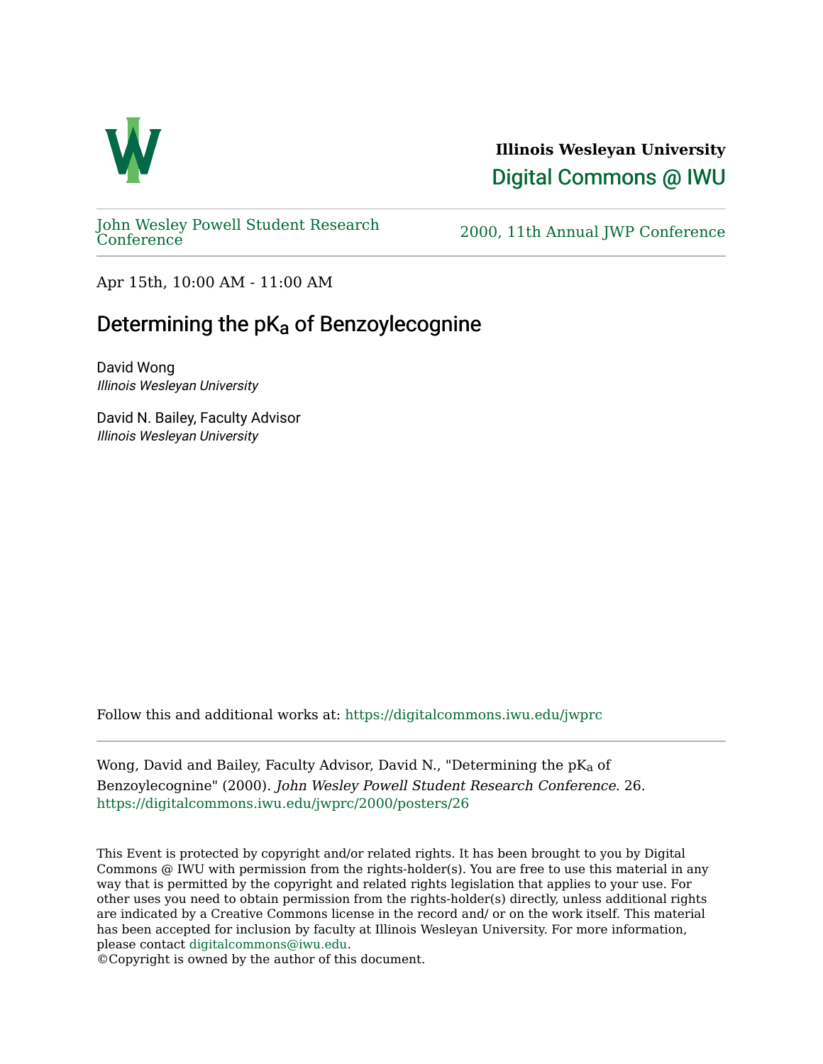**Illinois Wesleyan University**

Digital Commons @ IWU

John Wesley Powell Student Research Conference

2000, 11th Annual JWP Conference

Apr 15th, 10:00 AM - 11:00 AM

# Determining the $pK_a$ of Benzoylecognine

David Wong
*Illinois Wesleyan University*

David N. Bailey, Faculty Advisor
*Illinois Wesleyan University*

Follow this and additional works at: https://digitalcommons.iwu.edu/jwprc

Wong, David and Bailey, Faculty Advisor, David N., "Determining the $pK_a$ of Benzoylecognine" (2000). *John Wesley Powell Student Research Conference*. 26.
https://digitalcommons.iwu.edu/jwprc/2000/posters/26

This Event is protected by copyright and/or related rights. It has been brought to you by Digital Commons @ IWU with permission from the rights-holder(s). You are free to use this material in any way that is permitted by the copyright and related rights legislation that applies to your use. For other uses you need to obtain permission from the rights-holder(s) directly, unless additional rights are indicated by a Creative Commons license in the record and/ or on the work itself. This material has been accepted for inclusion by faculty at Illinois Wesleyan University. For more information, please contact digitalcommons@iwu.edu.
©Copyright is owned by the author of this document.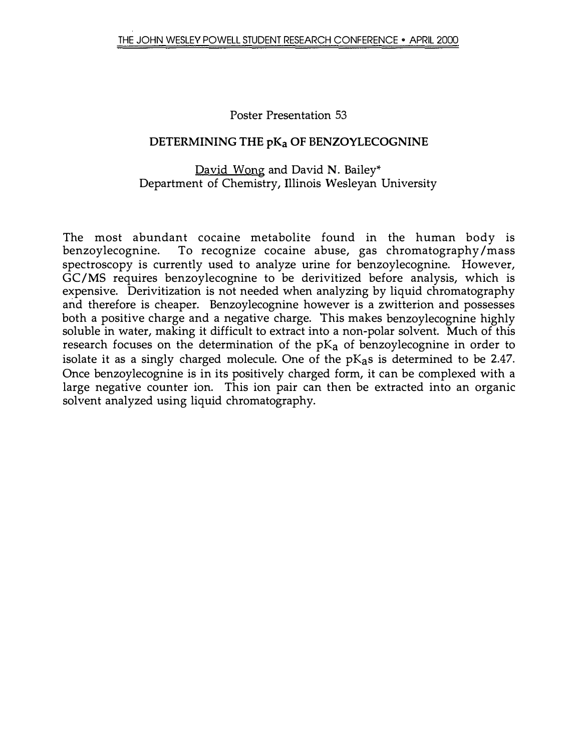Poster Presentation 53

## DETERMINING THE $pK_a$ OF BENZOYLECOGNINE

David Wong and David N. Bailey*
Department of Chemistry, Illinois Wesleyan University

The most abundant cocaine metabolite found in the human body is benzoylecognine. To recognize cocaine abuse, gas chromatography/mass spectroscopy is currently used to analyze urine for benzoylecognine. However, GC/MS requires benzoylecognine to be derivitized before analysis, which is expensive. Derivitization is not needed when analyzing by liquid chromatography and therefore is cheaper. Benzoylecognine however is a zwitterion and possesses both a positive charge and a negative charge. This makes benzoylecognine highly soluble in water, making it difficult to extract into a non-polar solvent. Much of this research focuses on the determination of the $pK_a$ of benzoylecognine in order to isolate it as a singly charged molecule. One of the $pK_a$s is determined to be 2.47. Once benzoylecognine is in its positively charged form, it can be complexed with a large negative counter ion. This ion pair can then be extracted into an organic solvent analyzed using liquid chromatography.